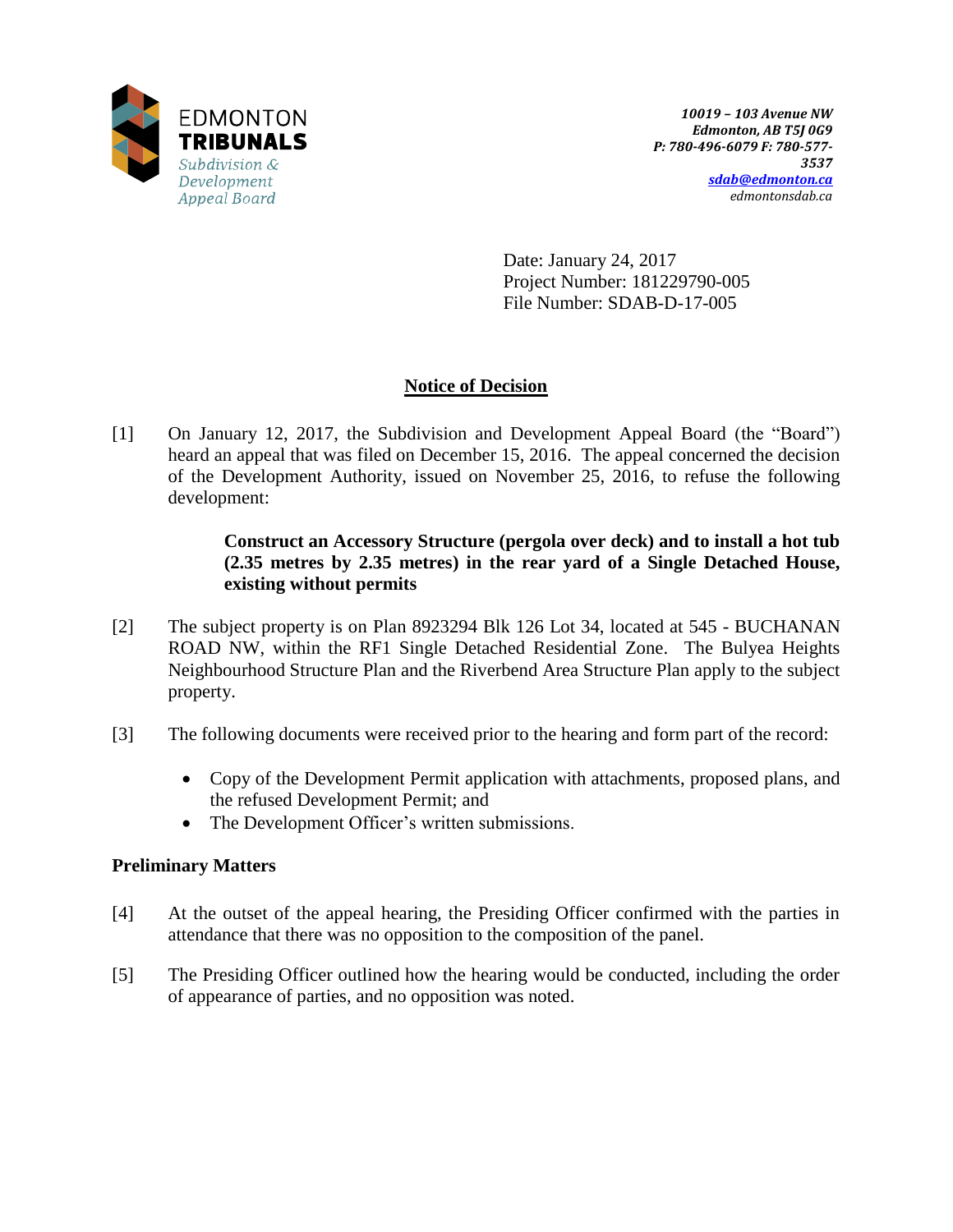EDMONTON
**TRIBUNALS**
*Subdivision & Development Appeal Board*

***10019 – 103 Avenue NW***
***Edmonton, AB T5J 0G9***
***P: 780-496-6079 F: 780-577-3537***
***sdab@edmonton.ca***
*edmontonsdab.ca*

Date: January 24, 2017
Project Number: 181229790-005
File Number: SDAB-D-17-005

## Notice of Decision

[1] On January 12, 2017, the Subdivision and Development Appeal Board (the "Board") heard an appeal that was filed on December 15, 2016. The appeal concerned the decision of the Development Authority, issued on November 25, 2016, to refuse the following development:

> **Construct an Accessory Structure (pergola over deck) and to install a hot tub (2.35 metres by 2.35 metres) in the rear yard of a Single Detached House, existing without permits**

[2] The subject property is on Plan 8923294 Blk 126 Lot 34, located at 545 - BUCHANAN ROAD NW, within the RF1 Single Detached Residential Zone. The Bulyea Heights Neighbourhood Structure Plan and the Riverbend Area Structure Plan apply to the subject property.

[3] The following documents were received prior to the hearing and form part of the record:

- Copy of the Development Permit application with attachments, proposed plans, and the refused Development Permit; and
- The Development Officer's written submissions.

### Preliminary Matters

[4] At the outset of the appeal hearing, the Presiding Officer confirmed with the parties in attendance that there was no opposition to the composition of the panel.

[5] The Presiding Officer outlined how the hearing would be conducted, including the order of appearance of parties, and no opposition was noted.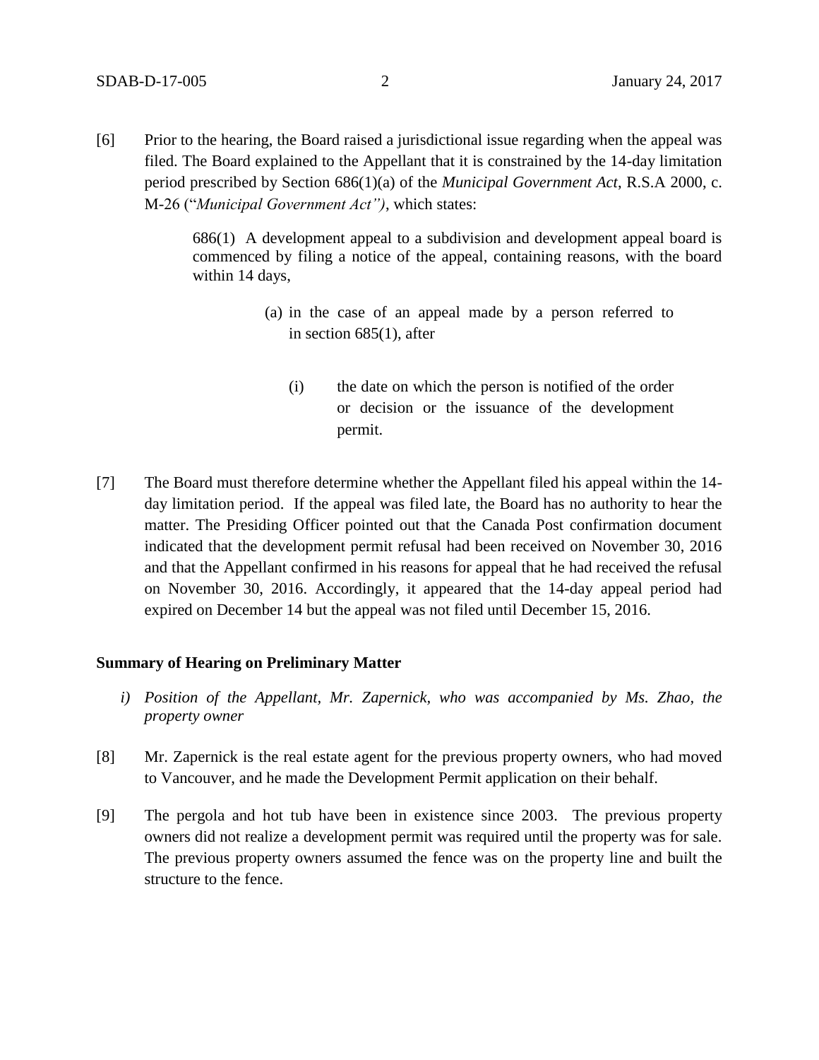[6] Prior to the hearing, the Board raised a jurisdictional issue regarding when the appeal was filed. The Board explained to the Appellant that it is constrained by the 14-day limitation period prescribed by Section 686(1)(a) of the *Municipal Government Act*, R.S.A 2000, c. M-26 ("*Municipal Government Act")*, which states:

> 686(1) A development appeal to a subdivision and development appeal board is commenced by filing a notice of the appeal, containing reasons, with the board within 14 days,
>
> (a) in the case of an appeal made by a person referred to in section 685(1), after
>
> (i) the date on which the person is notified of the order or decision or the issuance of the development permit.

[7] The Board must therefore determine whether the Appellant filed his appeal within the 14-day limitation period. If the appeal was filed late, the Board has no authority to hear the matter. The Presiding Officer pointed out that the Canada Post confirmation document indicated that the development permit refusal had been received on November 30, 2016 and that the Appellant confirmed in his reasons for appeal that he had received the refusal on November 30, 2016. Accordingly, it appeared that the 14-day appeal period had expired on December 14 but the appeal was not filed until December 15, 2016.

**Summary of Hearing on Preliminary Matter**

*i) Position of the Appellant, Mr. Zapernick, who was accompanied by Ms. Zhao, the property owner*

[8] Mr. Zapernick is the real estate agent for the previous property owners, who had moved to Vancouver, and he made the Development Permit application on their behalf.

[9] The pergola and hot tub have been in existence since 2003. The previous property owners did not realize a development permit was required until the property was for sale. The previous property owners assumed the fence was on the property line and built the structure to the fence.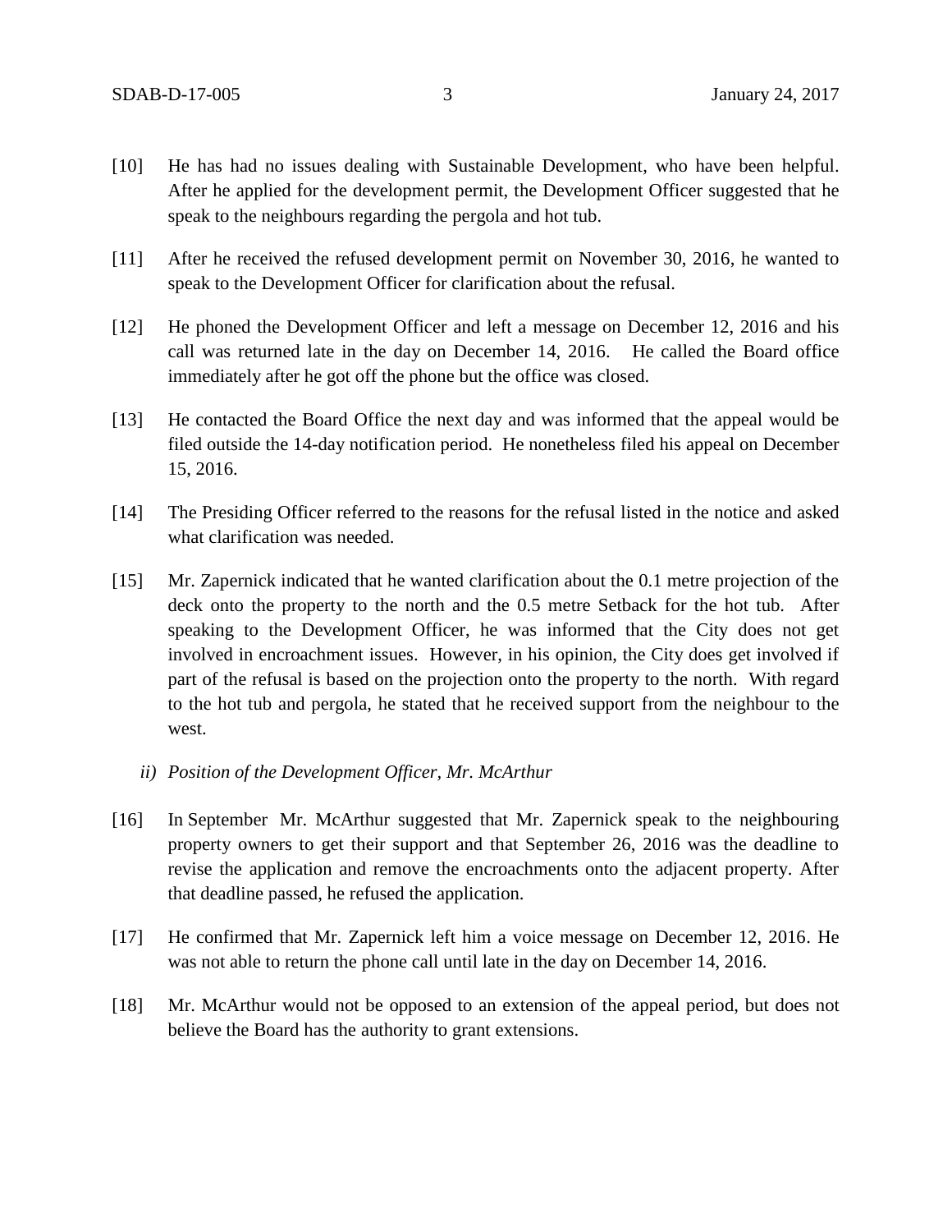[10] He has had no issues dealing with Sustainable Development, who have been helpful. After he applied for the development permit, the Development Officer suggested that he speak to the neighbours regarding the pergola and hot tub.

[11] After he received the refused development permit on November 30, 2016, he wanted to speak to the Development Officer for clarification about the refusal.

[12] He phoned the Development Officer and left a message on December 12, 2016 and his call was returned late in the day on December 14, 2016. He called the Board office immediately after he got off the phone but the office was closed.

[13] He contacted the Board Office the next day and was informed that the appeal would be filed outside the 14-day notification period. He nonetheless filed his appeal on December 15, 2016.

[14] The Presiding Officer referred to the reasons for the refusal listed in the notice and asked what clarification was needed.

[15] Mr. Zapernick indicated that he wanted clarification about the 0.1 metre projection of the deck onto the property to the north and the 0.5 metre Setback for the hot tub. After speaking to the Development Officer, he was informed that the City does not get involved in encroachment issues. However, in his opinion, the City does get involved if part of the refusal is based on the projection onto the property to the north. With regard to the hot tub and pergola, he stated that he received support from the neighbour to the west.

*ii) Position of the Development Officer, Mr. McArthur*

[16] In September Mr. McArthur suggested that Mr. Zapernick speak to the neighbouring property owners to get their support and that September 26, 2016 was the deadline to revise the application and remove the encroachments onto the adjacent property. After that deadline passed, he refused the application.

[17] He confirmed that Mr. Zapernick left him a voice message on December 12, 2016. He was not able to return the phone call until late in the day on December 14, 2016.

[18] Mr. McArthur would not be opposed to an extension of the appeal period, but does not believe the Board has the authority to grant extensions.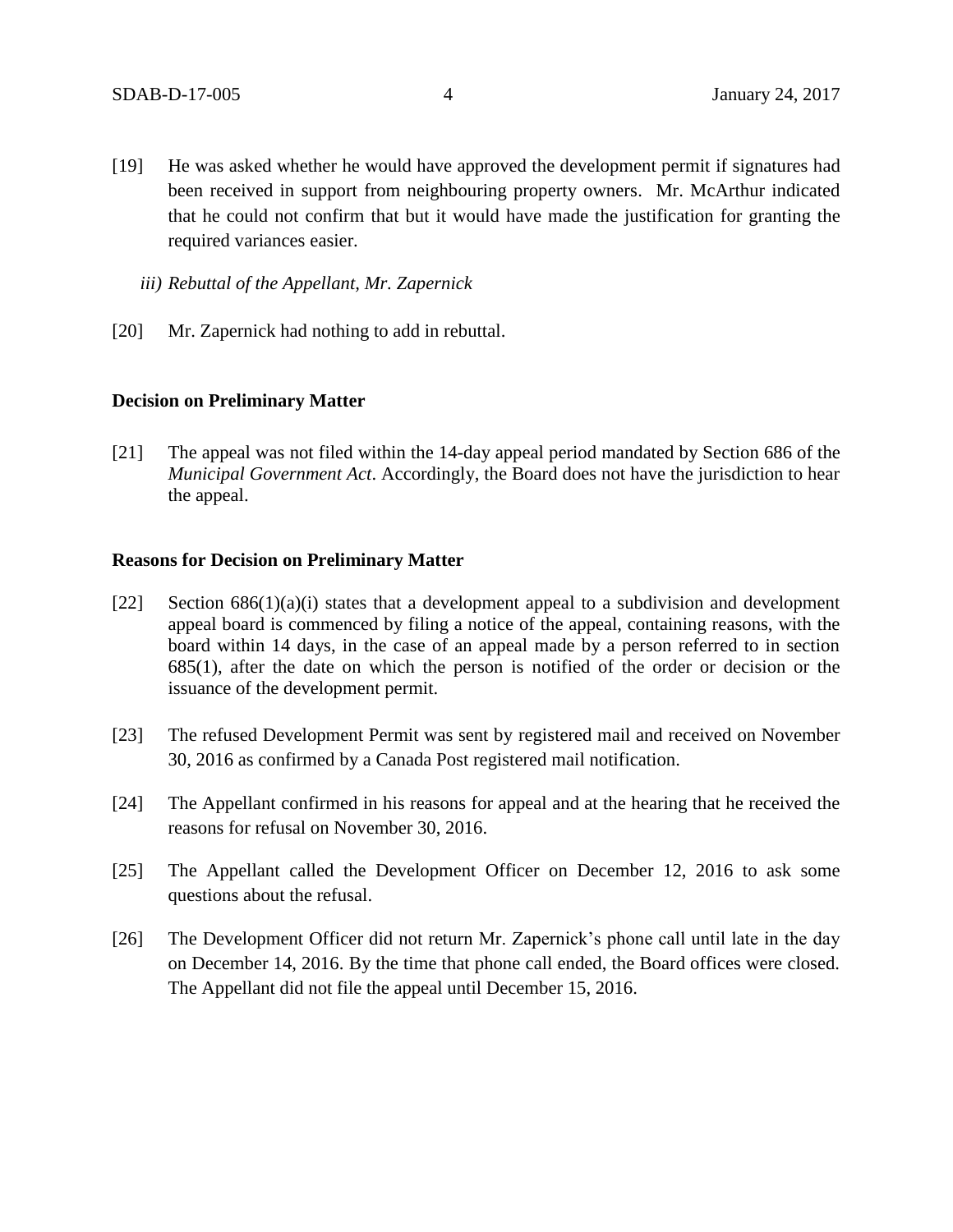[19] He was asked whether he would have approved the development permit if signatures had been received in support from neighbouring property owners. Mr. McArthur indicated that he could not confirm that but it would have made the justification for granting the required variances easier.

*iii) Rebuttal of the Appellant, Mr. Zapernick*

[20] Mr. Zapernick had nothing to add in rebuttal.

**Decision on Preliminary Matter**

[21] The appeal was not filed within the 14-day appeal period mandated by Section 686 of the *Municipal Government Act*. Accordingly, the Board does not have the jurisdiction to hear the appeal.

**Reasons for Decision on Preliminary Matter**

[22] Section 686(1)(a)(i) states that a development appeal to a subdivision and development appeal board is commenced by filing a notice of the appeal, containing reasons, with the board within 14 days, in the case of an appeal made by a person referred to in section 685(1), after the date on which the person is notified of the order or decision or the issuance of the development permit.

[23] The refused Development Permit was sent by registered mail and received on November 30, 2016 as confirmed by a Canada Post registered mail notification.

[24] The Appellant confirmed in his reasons for appeal and at the hearing that he received the reasons for refusal on November 30, 2016.

[25] The Appellant called the Development Officer on December 12, 2016 to ask some questions about the refusal.

[26] The Development Officer did not return Mr. Zapernick's phone call until late in the day on December 14, 2016. By the time that phone call ended, the Board offices were closed. The Appellant did not file the appeal until December 15, 2016.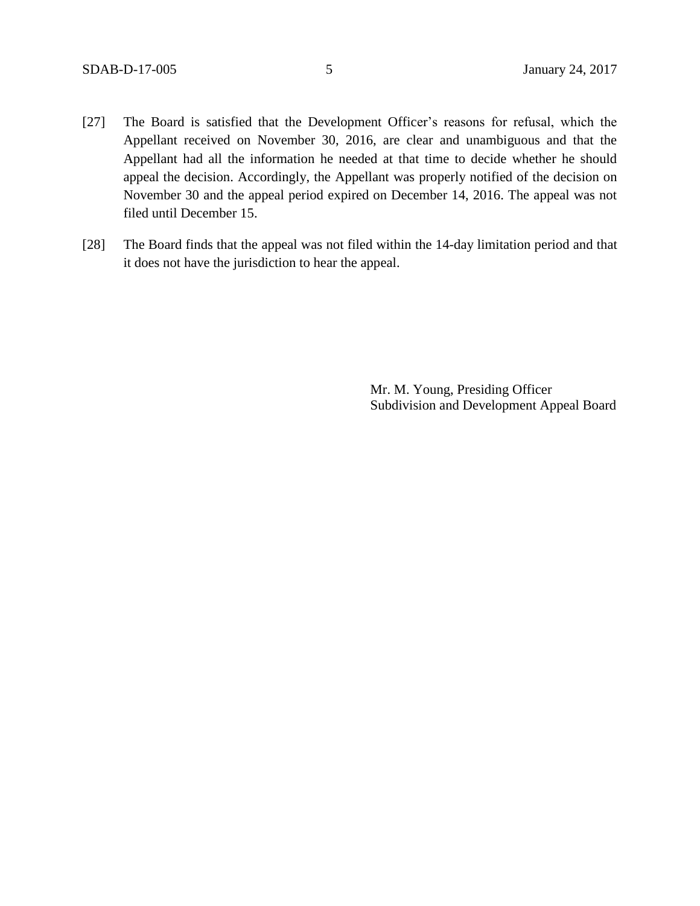[27] The Board is satisfied that the Development Officer's reasons for refusal, which the Appellant received on November 30, 2016, are clear and unambiguous and that the Appellant had all the information he needed at that time to decide whether he should appeal the decision. Accordingly, the Appellant was properly notified of the decision on November 30 and the appeal period expired on December 14, 2016. The appeal was not filed until December 15.

[28] The Board finds that the appeal was not filed within the 14-day limitation period and that it does not have the jurisdiction to hear the appeal.

Mr. M. Young, Presiding Officer
Subdivision and Development Appeal Board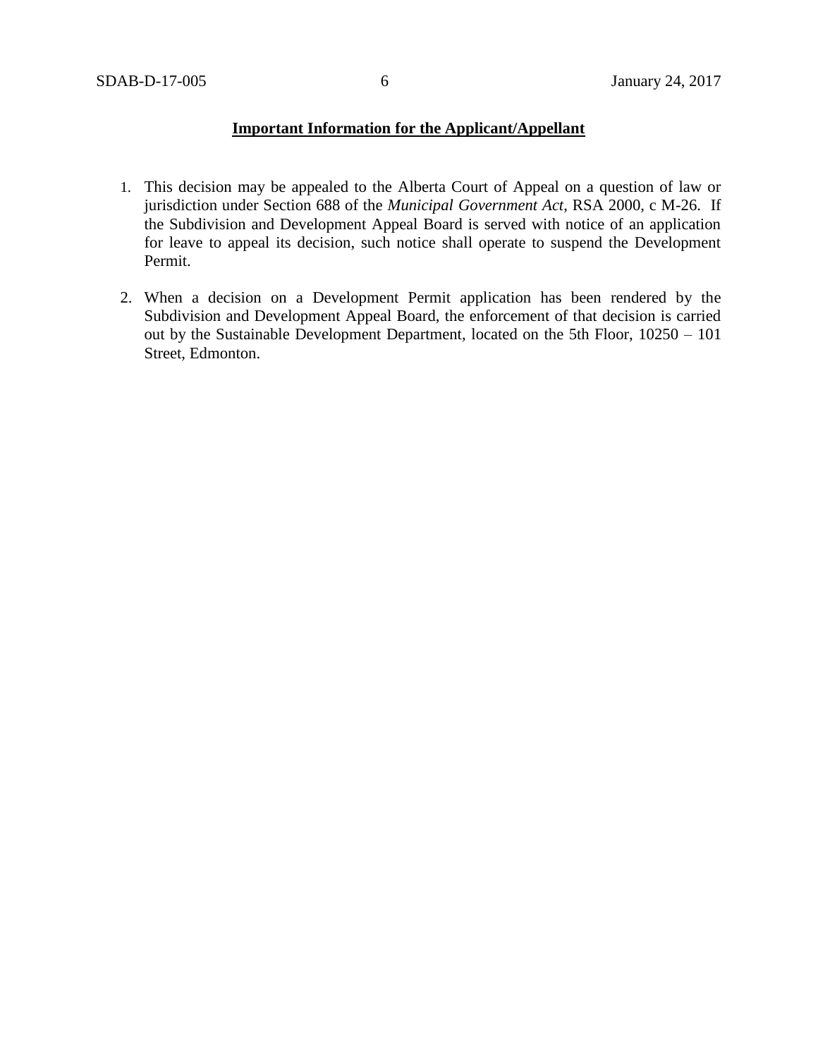**Important Information for the Applicant/Appellant**

1. This decision may be appealed to the Alberta Court of Appeal on a question of law or jurisdiction under Section 688 of the *Municipal Government Act*, RSA 2000, c M-26. If the Subdivision and Development Appeal Board is served with notice of an application for leave to appeal its decision, such notice shall operate to suspend the Development Permit.

2. When a decision on a Development Permit application has been rendered by the Subdivision and Development Appeal Board, the enforcement of that decision is carried out by the Sustainable Development Department, located on the 5th Floor, 10250 – 101 Street, Edmonton.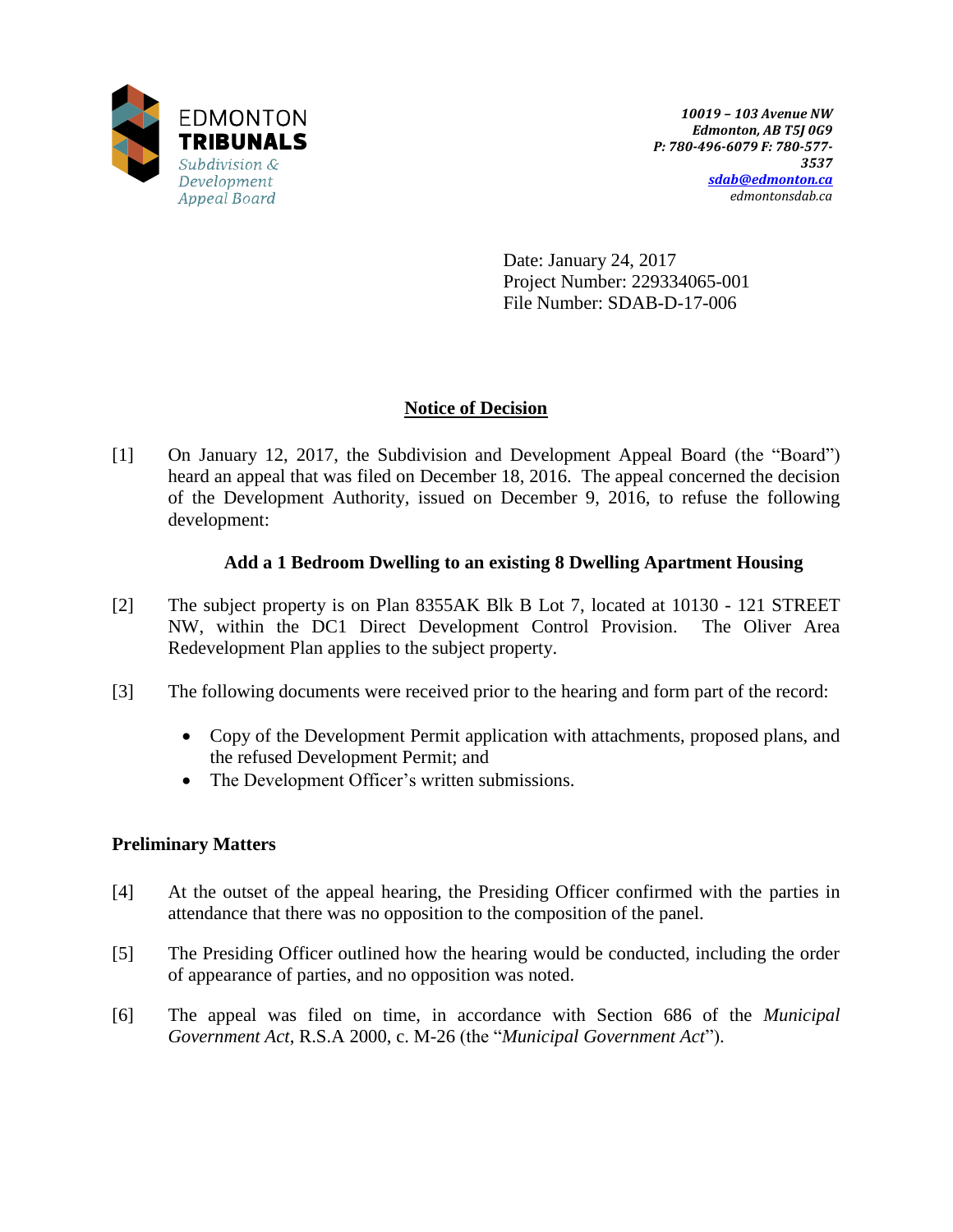EDMONTON
**TRIBUNALS**
*Subdivision & Development Appeal Board*

*10019 – 103 Avenue NW*
*Edmonton, AB T5J 0G9*
*P: 780-496-6079 F: 780-577-3537*
*sdab@edmonton.ca*
*edmontonsdab.ca*

Date: January 24, 2017
Project Number: 229334065-001
File Number: SDAB-D-17-006

## Notice of Decision

[1] On January 12, 2017, the Subdivision and Development Appeal Board (the "Board") heard an appeal that was filed on December 18, 2016. The appeal concerned the decision of the Development Authority, issued on December 9, 2016, to refuse the following development:

**Add a 1 Bedroom Dwelling to an existing 8 Dwelling Apartment Housing**

[2] The subject property is on Plan 8355AK Blk B Lot 7, located at 10130 - 121 STREET NW, within the DC1 Direct Development Control Provision. The Oliver Area Redevelopment Plan applies to the subject property.

[3] The following documents were received prior to the hearing and form part of the record:

- Copy of the Development Permit application with attachments, proposed plans, and the refused Development Permit; and
- The Development Officer's written submissions.

### Preliminary Matters

[4] At the outset of the appeal hearing, the Presiding Officer confirmed with the parties in attendance that there was no opposition to the composition of the panel.

[5] The Presiding Officer outlined how the hearing would be conducted, including the order of appearance of parties, and no opposition was noted.

[6] The appeal was filed on time, in accordance with Section 686 of the *Municipal Government Act*, R.S.A 2000, c. M-26 (the "*Municipal Government Act*").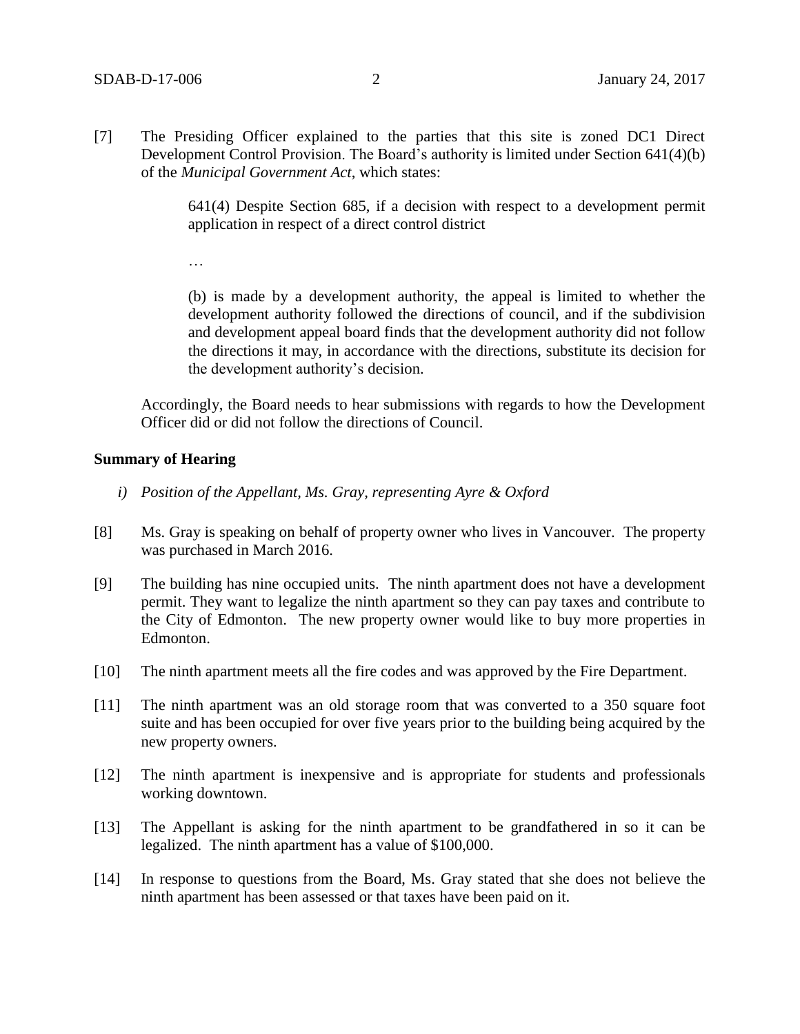[7] The Presiding Officer explained to the parties that this site is zoned DC1 Direct Development Control Provision. The Board's authority is limited under Section 641(4)(b) of the *Municipal Government Act*, which states:

> 641(4) Despite Section 685, if a decision with respect to a development permit application in respect of a direct control district
>
> …
>
> (b) is made by a development authority, the appeal is limited to whether the development authority followed the directions of council, and if the subdivision and development appeal board finds that the development authority did not follow the directions it may, in accordance with the directions, substitute its decision for the development authority's decision.

Accordingly, the Board needs to hear submissions with regards to how the Development Officer did or did not follow the directions of Council.

**Summary of Hearing**

*i) Position of the Appellant, Ms. Gray, representing Ayre & Oxford*

[8] Ms. Gray is speaking on behalf of property owner who lives in Vancouver. The property was purchased in March 2016.

[9] The building has nine occupied units. The ninth apartment does not have a development permit. They want to legalize the ninth apartment so they can pay taxes and contribute to the City of Edmonton. The new property owner would like to buy more properties in Edmonton.

[10] The ninth apartment meets all the fire codes and was approved by the Fire Department.

[11] The ninth apartment was an old storage room that was converted to a 350 square foot suite and has been occupied for over five years prior to the building being acquired by the new property owners.

[12] The ninth apartment is inexpensive and is appropriate for students and professionals working downtown.

[13] The Appellant is asking for the ninth apartment to be grandfathered in so it can be legalized. The ninth apartment has a value of $100,000.

[14] In response to questions from the Board, Ms. Gray stated that she does not believe the ninth apartment has been assessed or that taxes have been paid on it.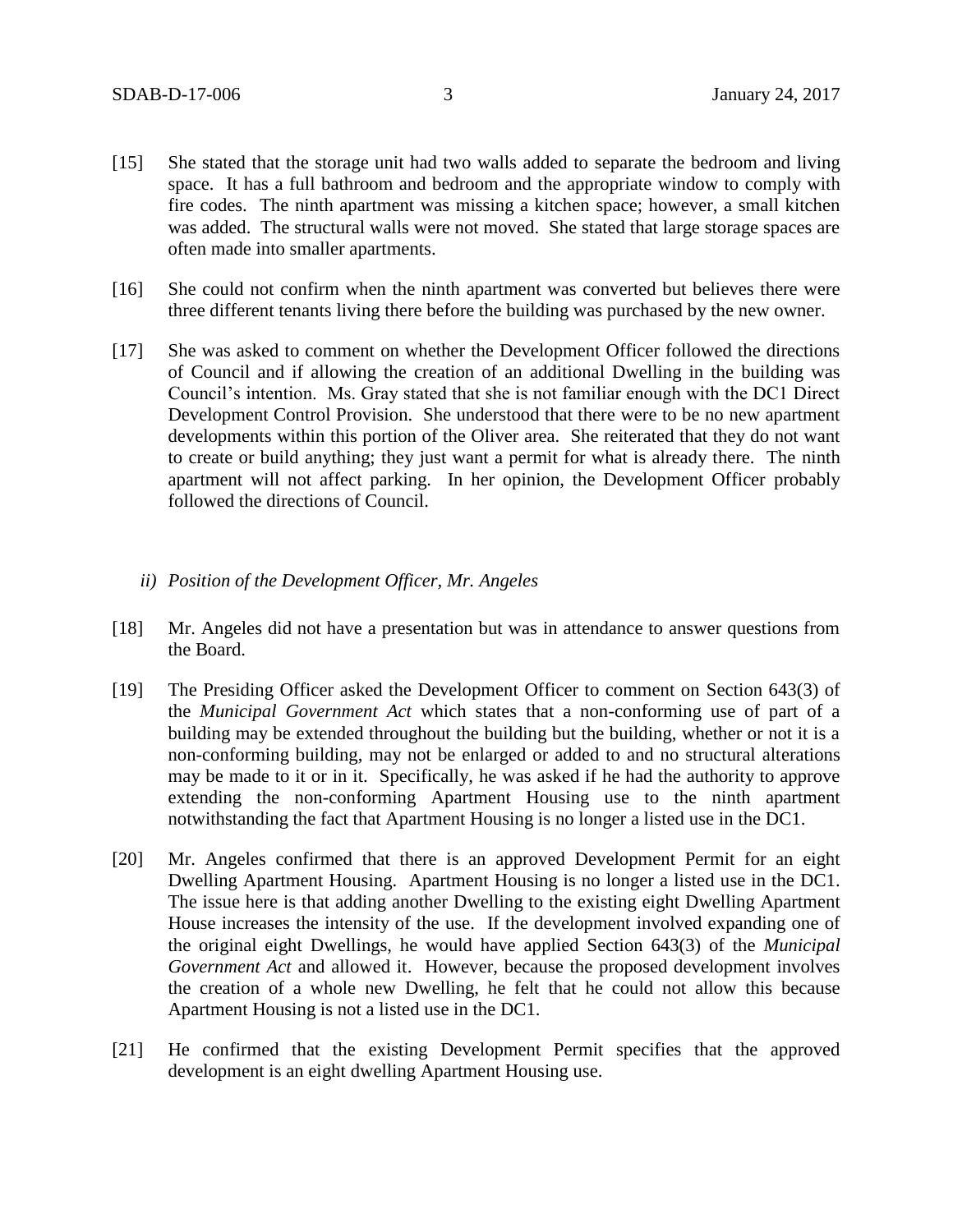[15] She stated that the storage unit had two walls added to separate the bedroom and living space. It has a full bathroom and bedroom and the appropriate window to comply with fire codes. The ninth apartment was missing a kitchen space; however, a small kitchen was added. The structural walls were not moved. She stated that large storage spaces are often made into smaller apartments.

[16] She could not confirm when the ninth apartment was converted but believes there were three different tenants living there before the building was purchased by the new owner.

[17] She was asked to comment on whether the Development Officer followed the directions of Council and if allowing the creation of an additional Dwelling in the building was Council's intention. Ms. Gray stated that she is not familiar enough with the DC1 Direct Development Control Provision. She understood that there were to be no new apartment developments within this portion of the Oliver area. She reiterated that they do not want to create or build anything; they just want a permit for what is already there. The ninth apartment will not affect parking. In her opinion, the Development Officer probably followed the directions of Council.

*ii) Position of the Development Officer, Mr. Angeles*

[18] Mr. Angeles did not have a presentation but was in attendance to answer questions from the Board.

[19] The Presiding Officer asked the Development Officer to comment on Section 643(3) of the *Municipal Government Act* which states that a non-conforming use of part of a building may be extended throughout the building but the building, whether or not it is a non-conforming building, may not be enlarged or added to and no structural alterations may be made to it or in it. Specifically, he was asked if he had the authority to approve extending the non-conforming Apartment Housing use to the ninth apartment notwithstanding the fact that Apartment Housing is no longer a listed use in the DC1.

[20] Mr. Angeles confirmed that there is an approved Development Permit for an eight Dwelling Apartment Housing. Apartment Housing is no longer a listed use in the DC1. The issue here is that adding another Dwelling to the existing eight Dwelling Apartment House increases the intensity of the use. If the development involved expanding one of the original eight Dwellings, he would have applied Section 643(3) of the *Municipal Government Act* and allowed it. However, because the proposed development involves the creation of a whole new Dwelling, he felt that he could not allow this because Apartment Housing is not a listed use in the DC1.

[21] He confirmed that the existing Development Permit specifies that the approved development is an eight dwelling Apartment Housing use.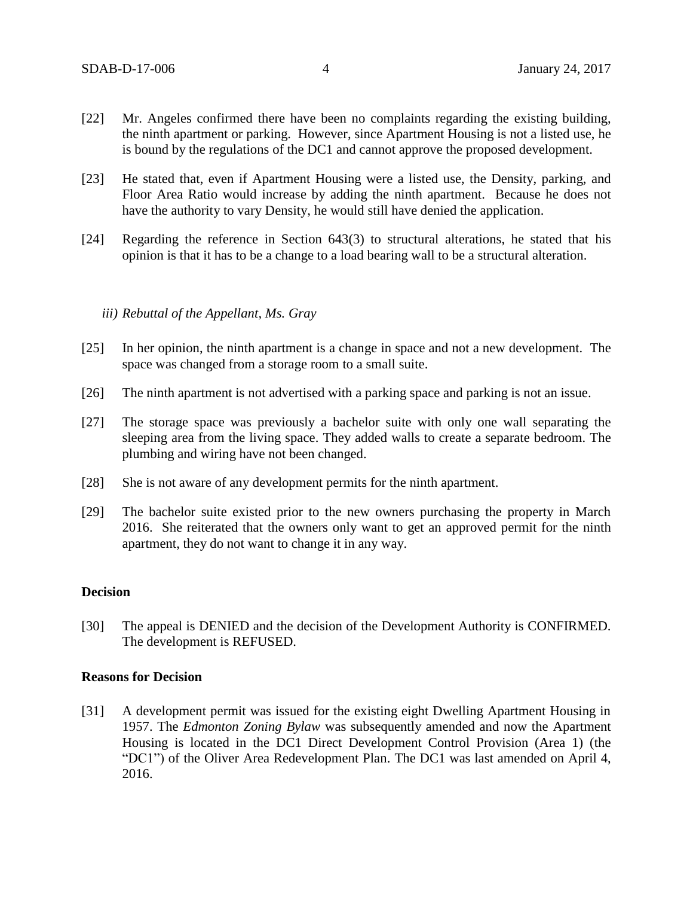[22] Mr. Angeles confirmed there have been no complaints regarding the existing building, the ninth apartment or parking. However, since Apartment Housing is not a listed use, he is bound by the regulations of the DC1 and cannot approve the proposed development.

[23] He stated that, even if Apartment Housing were a listed use, the Density, parking, and Floor Area Ratio would increase by adding the ninth apartment. Because he does not have the authority to vary Density, he would still have denied the application.

[24] Regarding the reference in Section 643(3) to structural alterations, he stated that his opinion is that it has to be a change to a load bearing wall to be a structural alteration.

*iii) Rebuttal of the Appellant, Ms. Gray*

[25] In her opinion, the ninth apartment is a change in space and not a new development. The space was changed from a storage room to a small suite.

[26] The ninth apartment is not advertised with a parking space and parking is not an issue.

[27] The storage space was previously a bachelor suite with only one wall separating the sleeping area from the living space. They added walls to create a separate bedroom. The plumbing and wiring have not been changed.

[28] She is not aware of any development permits for the ninth apartment.

[29] The bachelor suite existed prior to the new owners purchasing the property in March 2016. She reiterated that the owners only want to get an approved permit for the ninth apartment, they do not want to change it in any way.

**Decision**

[30] The appeal is DENIED and the decision of the Development Authority is CONFIRMED. The development is REFUSED.

**Reasons for Decision**

[31] A development permit was issued for the existing eight Dwelling Apartment Housing in 1957. The *Edmonton Zoning Bylaw* was subsequently amended and now the Apartment Housing is located in the DC1 Direct Development Control Provision (Area 1) (the "DC1") of the Oliver Area Redevelopment Plan. The DC1 was last amended on April 4, 2016.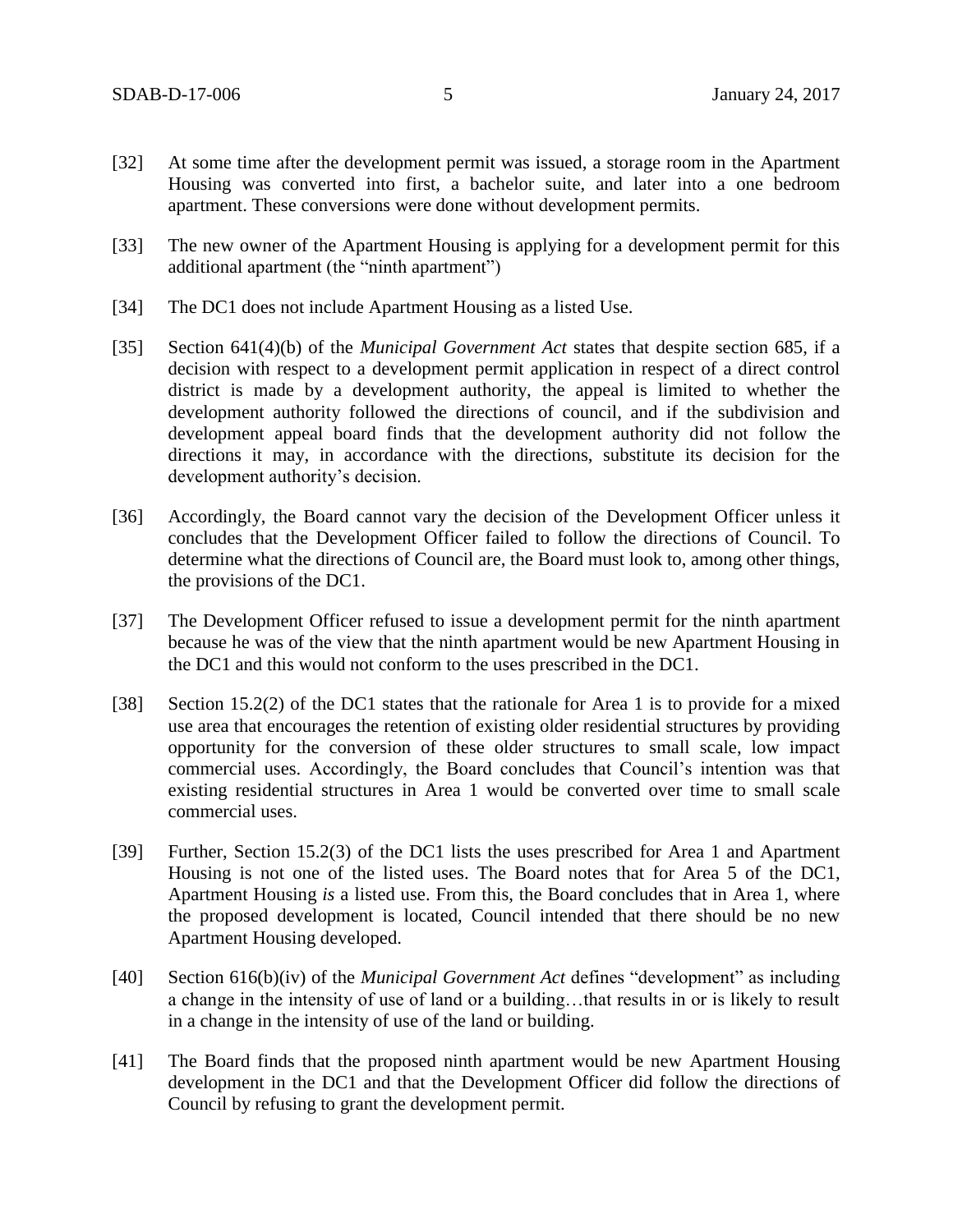[32] At some time after the development permit was issued, a storage room in the Apartment Housing was converted into first, a bachelor suite, and later into a one bedroom apartment. These conversions were done without development permits.

[33] The new owner of the Apartment Housing is applying for a development permit for this additional apartment (the "ninth apartment")

[34] The DC1 does not include Apartment Housing as a listed Use.

[35] Section 641(4)(b) of the *Municipal Government Act* states that despite section 685, if a decision with respect to a development permit application in respect of a direct control district is made by a development authority, the appeal is limited to whether the development authority followed the directions of council, and if the subdivision and development appeal board finds that the development authority did not follow the directions it may, in accordance with the directions, substitute its decision for the development authority's decision.

[36] Accordingly, the Board cannot vary the decision of the Development Officer unless it concludes that the Development Officer failed to follow the directions of Council. To determine what the directions of Council are, the Board must look to, among other things, the provisions of the DC1.

[37] The Development Officer refused to issue a development permit for the ninth apartment because he was of the view that the ninth apartment would be new Apartment Housing in the DC1 and this would not conform to the uses prescribed in the DC1.

[38] Section 15.2(2) of the DC1 states that the rationale for Area 1 is to provide for a mixed use area that encourages the retention of existing older residential structures by providing opportunity for the conversion of these older structures to small scale, low impact commercial uses. Accordingly, the Board concludes that Council's intention was that existing residential structures in Area 1 would be converted over time to small scale commercial uses.

[39] Further, Section 15.2(3) of the DC1 lists the uses prescribed for Area 1 and Apartment Housing is not one of the listed uses. The Board notes that for Area 5 of the DC1, Apartment Housing *is* a listed use. From this, the Board concludes that in Area 1, where the proposed development is located, Council intended that there should be no new Apartment Housing developed.

[40] Section 616(b)(iv) of the *Municipal Government Act* defines "development" as including a change in the intensity of use of land or a building…that results in or is likely to result in a change in the intensity of use of the land or building.

[41] The Board finds that the proposed ninth apartment would be new Apartment Housing development in the DC1 and that the Development Officer did follow the directions of Council by refusing to grant the development permit.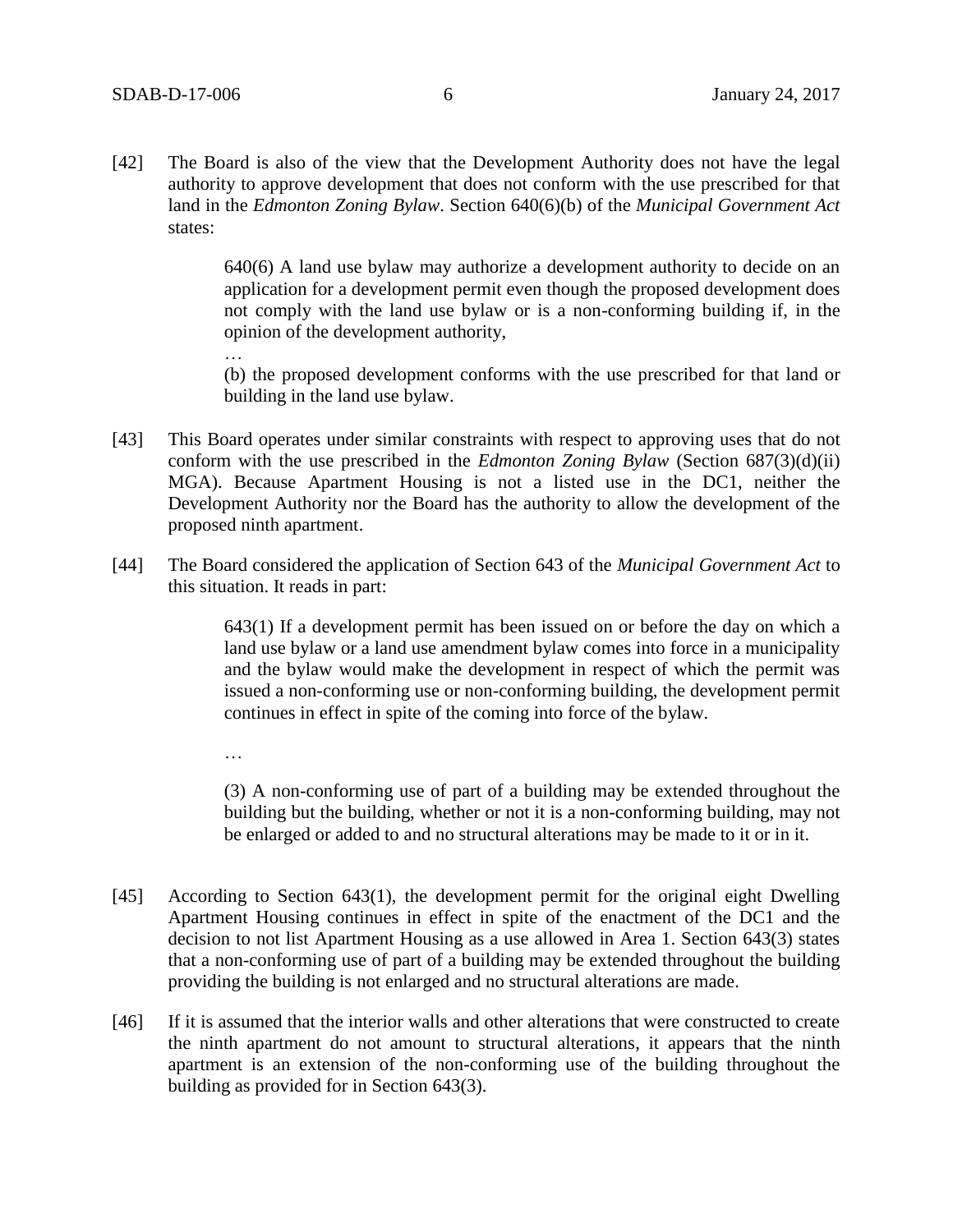[42] The Board is also of the view that the Development Authority does not have the legal authority to approve development that does not conform with the use prescribed for that land in the *Edmonton Zoning Bylaw*. Section 640(6)(b) of the *Municipal Government Act* states:

> 640(6) A land use bylaw may authorize a development authority to decide on an application for a development permit even though the proposed development does not comply with the land use bylaw or is a non-conforming building if, in the opinion of the development authority,
>
> …
>
> (b) the proposed development conforms with the use prescribed for that land or building in the land use bylaw.

[43] This Board operates under similar constraints with respect to approving uses that do not conform with the use prescribed in the *Edmonton Zoning Bylaw* (Section 687(3)(d)(ii) MGA). Because Apartment Housing is not a listed use in the DC1, neither the Development Authority nor the Board has the authority to allow the development of the proposed ninth apartment.

[44] The Board considered the application of Section 643 of the *Municipal Government Act* to this situation. It reads in part:

> 643(1) If a development permit has been issued on or before the day on which a land use bylaw or a land use amendment bylaw comes into force in a municipality and the bylaw would make the development in respect of which the permit was issued a non-conforming use or non-conforming building, the development permit continues in effect in spite of the coming into force of the bylaw.
>
> …
>
> (3) A non-conforming use of part of a building may be extended throughout the building but the building, whether or not it is a non-conforming building, may not be enlarged or added to and no structural alterations may be made to it or in it.

[45] According to Section 643(1), the development permit for the original eight Dwelling Apartment Housing continues in effect in spite of the enactment of the DC1 and the decision to not list Apartment Housing as a use allowed in Area 1. Section 643(3) states that a non-conforming use of part of a building may be extended throughout the building providing the building is not enlarged and no structural alterations are made.

[46] If it is assumed that the interior walls and other alterations that were constructed to create the ninth apartment do not amount to structural alterations, it appears that the ninth apartment is an extension of the non-conforming use of the building throughout the building as provided for in Section 643(3).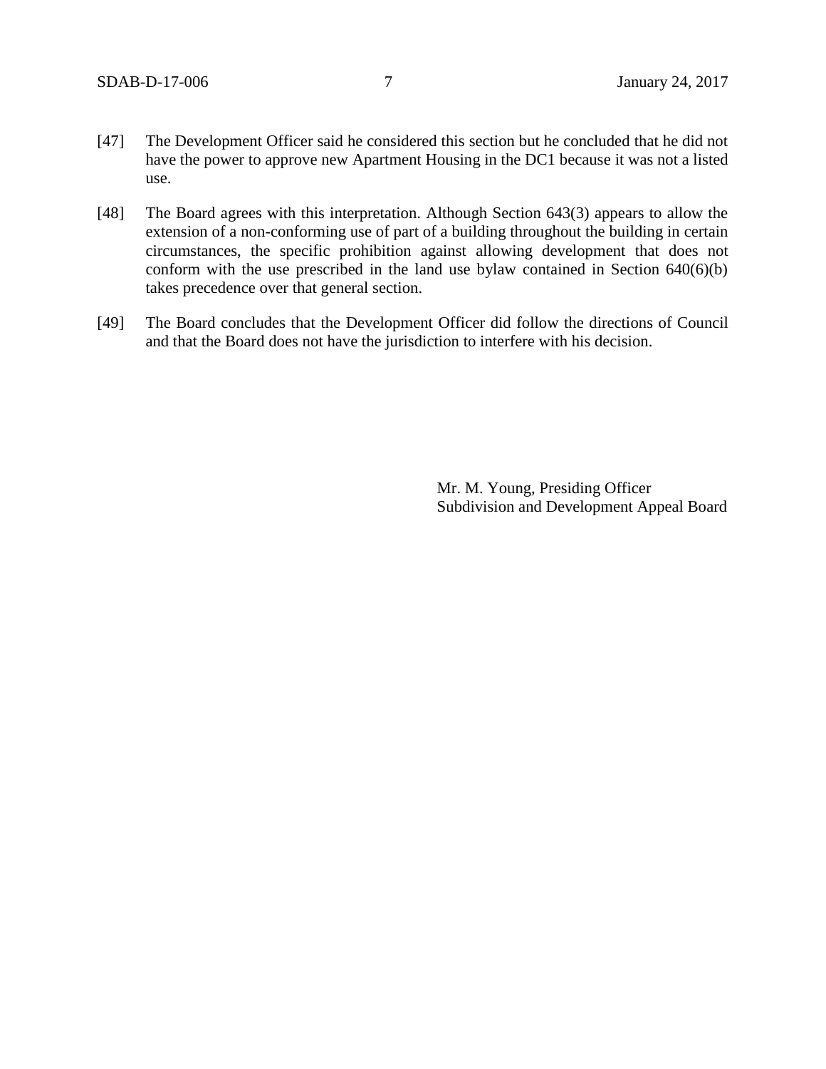[47] The Development Officer said he considered this section but he concluded that he did not have the power to approve new Apartment Housing in the DC1 because it was not a listed use.

[48] The Board agrees with this interpretation. Although Section 643(3) appears to allow the extension of a non-conforming use of part of a building throughout the building in certain circumstances, the specific prohibition against allowing development that does not conform with the use prescribed in the land use bylaw contained in Section 640(6)(b) takes precedence over that general section.

[49] The Board concludes that the Development Officer did follow the directions of Council and that the Board does not have the jurisdiction to interfere with his decision.

Mr. M. Young, Presiding Officer
Subdivision and Development Appeal Board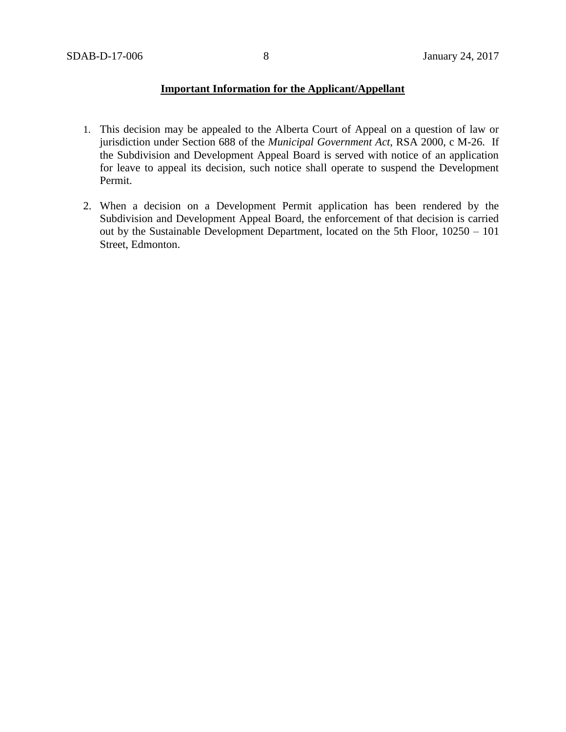**Important Information for the Applicant/Appellant**

1. This decision may be appealed to the Alberta Court of Appeal on a question of law or jurisdiction under Section 688 of the *Municipal Government Act*, RSA 2000, c M-26. If the Subdivision and Development Appeal Board is served with notice of an application for leave to appeal its decision, such notice shall operate to suspend the Development Permit.

2. When a decision on a Development Permit application has been rendered by the Subdivision and Development Appeal Board, the enforcement of that decision is carried out by the Sustainable Development Department, located on the 5th Floor, 10250 – 101 Street, Edmonton.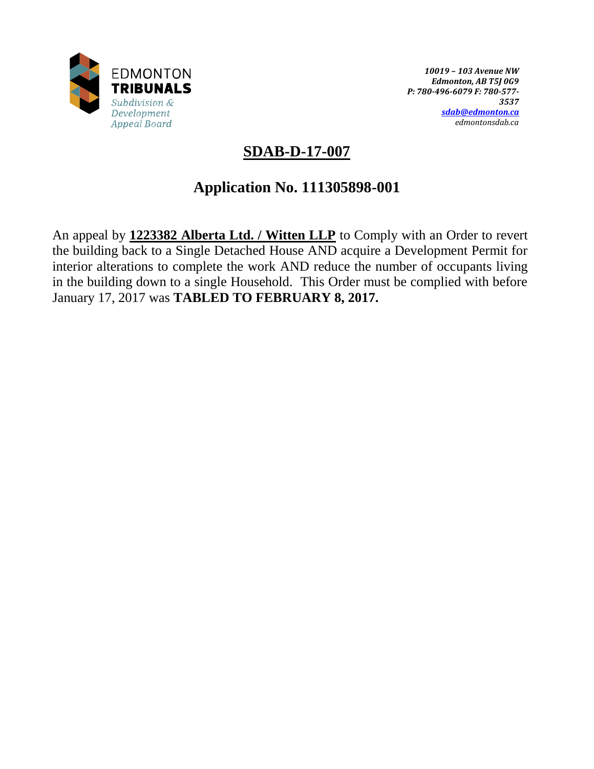EDMONTON
**TRIBUNALS**
*Subdivision & Development Appeal Board*

*10019 – 103 Avenue NW*
*Edmonton, AB T5J 0G9*
*P: 780-496-6079 F: 780-577-3537*
*sdab@edmonton.ca*
*edmontonsdab.ca*

# SDAB-D-17-007

## Application No. 111305898-001

An appeal by **1223382 Alberta Ltd. / Witten LLP** to Comply with an Order to revert the building back to a Single Detached House AND acquire a Development Permit for interior alterations to complete the work AND reduce the number of occupants living in the building down to a single Household. This Order must be complied with before January 17, 2017 was **TABLED TO FEBRUARY 8, 2017.**